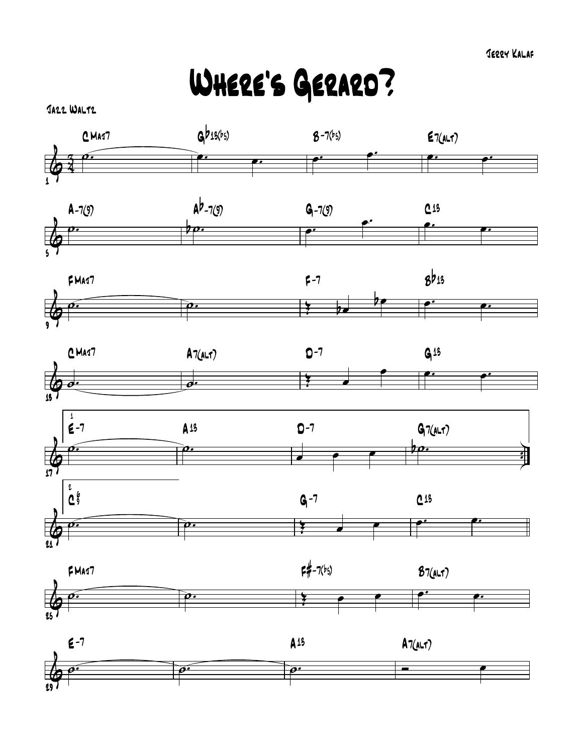Jerry Kalaf

# Where's Gerard?

Jazz Waltz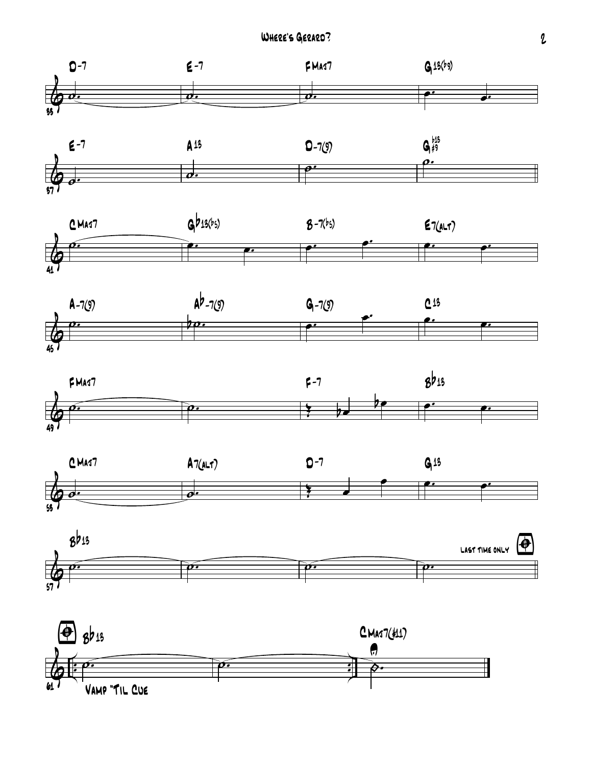D-7 E-7 FMaj7 G13(b9)

E-7 A13 D-7(9) G#9 b13

CMaj7 Gb13(b5) B-7(b5) E7(alt)

A-7(9) Ab-7(9) G-7(9) C13

FMaj7 F-7 Bb13

CMaj7 A7(alt) D-7 G13

Bb13

last time only

Bb13 CMaj7(#11)

Vamp 'Til Cue